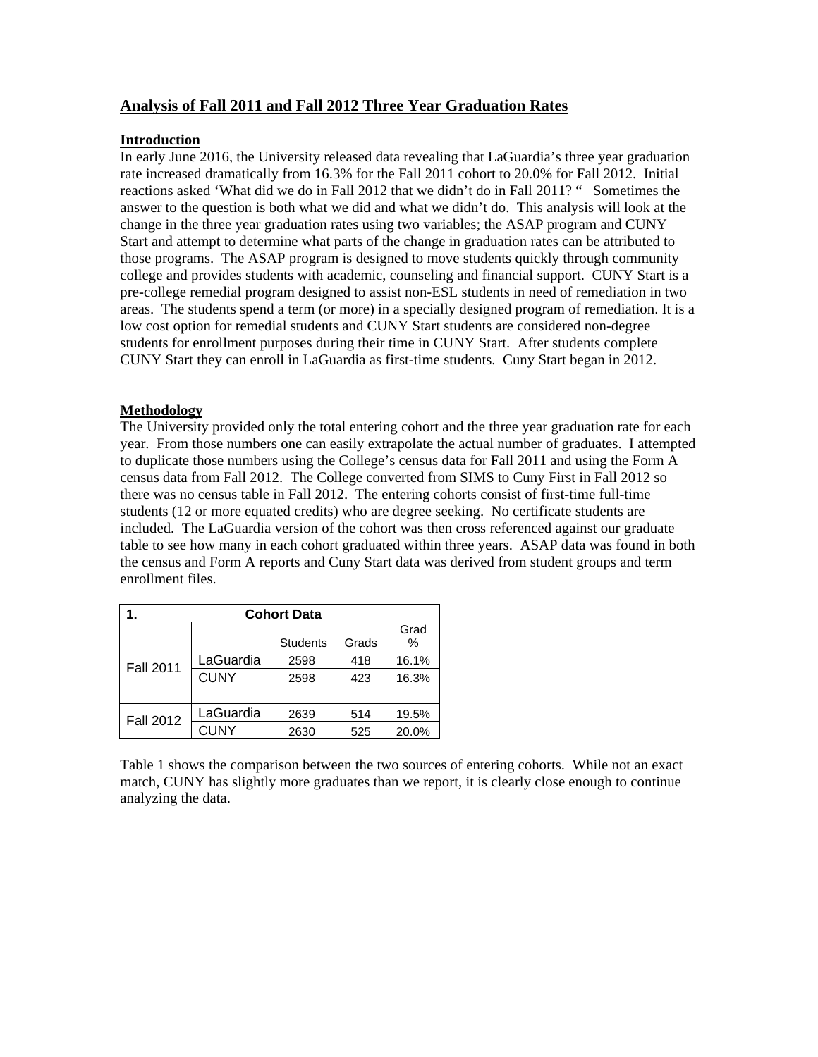## Analysis of Fall 2011 and Fall 2012 Three Year Graduation Rates

**Introduction**

In early June 2016, the University released data revealing that LaGuardia's three year graduation rate increased dramatically from 16.3% for the Fall 2011 cohort to 20.0% for Fall 2012. Initial reactions asked 'What did we do in Fall 2012 that we didn't do in Fall 2011? " Sometimes the answer to the question is both what we did and what we didn't do. This analysis will look at the change in the three year graduation rates using two variables; the ASAP program and CUNY Start and attempt to determine what parts of the change in graduation rates can be attributed to those programs. The ASAP program is designed to move students quickly through community college and provides students with academic, counseling and financial support. CUNY Start is a pre-college remedial program designed to assist non-ESL students in need of remediation in two areas. The students spend a term (or more) in a specially designed program of remediation. It is a low cost option for remedial students and CUNY Start students are considered non-degree students for enrollment purposes during their time in CUNY Start. After students complete CUNY Start they can enroll in LaGuardia as first-time students. Cuny Start began in 2012.

**Methodology**

The University provided only the total entering cohort and the three year graduation rate for each year. From those numbers one can easily extrapolate the actual number of graduates. I attempted to duplicate those numbers using the College's census data for Fall 2011 and using the Form A census data from Fall 2012. The College converted from SIMS to Cuny First in Fall 2012 so there was no census table in Fall 2012. The entering cohorts consist of first-time full-time students (12 or more equated credits) who are degree seeking. No certificate students are included. The LaGuardia version of the cohort was then cross referenced against our graduate table to see how many in each cohort graduated within three years. ASAP data was found in both the census and Form A reports and Cuny Start data was derived from student groups and term enrollment files.

| 1. Cohort Data | | | | |
|---|---|---|---|---|
| | | Students | Grads | Grad % |
| Fall 2011 | LaGuardia | 2598 | 418 | 16.1% |
| | CUNY | 2598 | 423 | 16.3% |
| | | | | |
| Fall 2012 | LaGuardia | 2639 | 514 | 19.5% |
| | CUNY | 2630 | 525 | 20.0% |

Table 1 shows the comparison between the two sources of entering cohorts. While not an exact match, CUNY has slightly more graduates than we report, it is clearly close enough to continue analyzing the data.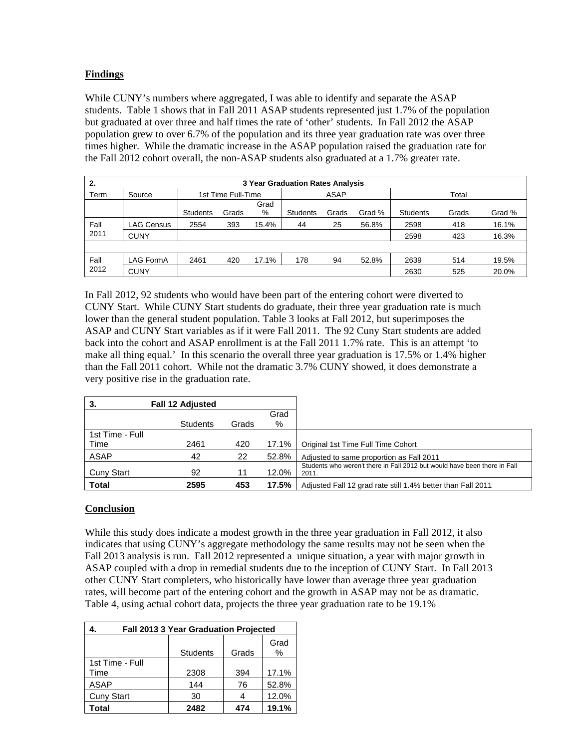**Findings**

While CUNY's numbers where aggregated, I was able to identify and separate the ASAP students. Table 1 shows that in Fall 2011 ASAP students represented just 1.7% of the population but graduated at over three and half times the rate of 'other' students. In Fall 2012 the ASAP population grew to over 6.7% of the population and its three year graduation rate was over three times higher. While the dramatic increase in the ASAP population raised the graduation rate for the Fall 2012 cohort overall, the non-ASAP students also graduated at a 1.7% greater rate.

| 2. | | 3 Year Graduation Rates Analysis | | | | | | | | |
|---|---|---|---|---|---|---|---|---|---|---|
| Term | Source | 1st Time Full-Time | | | ASAP | | | Total | | |
| | | Students | Grads | Grad % | Students | Grads | Grad % | Students | Grads | Grad % |
| Fall 2011 | LAG Census | 2554 | 393 | 15.4% | 44 | 25 | 56.8% | 2598 | 418 | 16.1% |
| | CUNY | | | | | | | 2598 | 423 | 16.3% |
| | | | | | | | | | | |
| Fall 2012 | LAG FormA | 2461 | 420 | 17.1% | 178 | 94 | 52.8% | 2639 | 514 | 19.5% |
| | CUNY | | | | | | | 2630 | 525 | 20.0% |

In Fall 2012, 92 students who would have been part of the entering cohort were diverted to CUNY Start. While CUNY Start students do graduate, their three year graduation rate is much lower than the general student population. Table 3 looks at Fall 2012, but superimposes the ASAP and CUNY Start variables as if it were Fall 2011. The 92 Cuny Start students are added back into the cohort and ASAP enrollment is at the Fall 2011 1.7% rate. This is an attempt 'to make all thing equal.' In this scenario the overall three year graduation is 17.5% or 1.4% higher than the Fall 2011 cohort. While not the dramatic 3.7% CUNY showed, it does demonstrate a very positive rise in the graduation rate.

| 3. | Fall 12 Adjusted | | | |
|---|---|---|---|---|
| | Students | Grads | Grad % | |
| 1st Time - Full Time | 2461 | 420 | 17.1% | Original 1st Time Full Time Cohort |
| ASAP | 42 | 22 | 52.8% | Adjusted to same proportion as Fall 2011 |
| Cuny Start | 92 | 11 | 12.0% | Students who weren't there in Fall 2012 but would have been there in Fall 2011. |
| **Total** | **2595** | **453** | **17.5%** | Adjusted Fall 12 grad rate still 1.4% better than Fall 2011 |

**Conclusion**

While this study does indicate a modest growth in the three year graduation in Fall 2012, it also indicates that using CUNY's aggregate methodology the same results may not be seen when the Fall 2013 analysis is run. Fall 2012 represented a unique situation, a year with major growth in ASAP coupled with a drop in remedial students due to the inception of CUNY Start. In Fall 2013 other CUNY Start completers, who historically have lower than average three year graduation rates, will become part of the entering cohort and the growth in ASAP may not be as dramatic. Table 4, using actual cohort data, projects the three year graduation rate to be 19.1%

| 4. Fall 2013 3 Year Graduation Projected | | | |
|---|---|---|---|
| | Students | Grads | Grad % |
| 1st Time - Full Time | 2308 | 394 | 17.1% |
| ASAP | 144 | 76 | 52.8% |
| Cuny Start | 30 | 4 | 12.0% |
| **Total** | **2482** | **474** | **19.1%** |